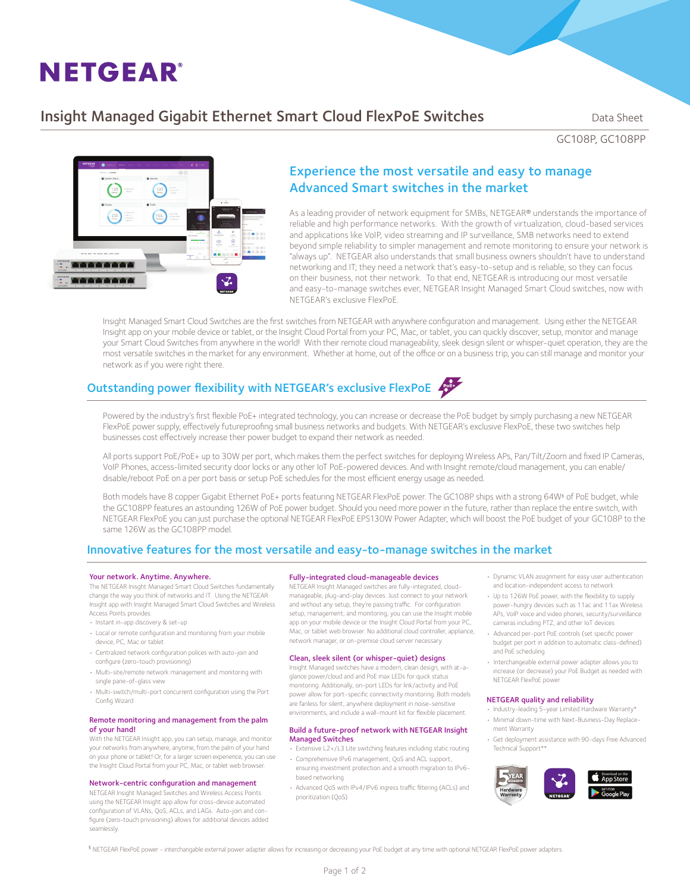# NETGEAR®

## Insight Managed Gigabit Ethernet Smart Cloud FlexPoE Switches

Data Sheet

GC108P, GC108PP

## Experience the most versatile and easy to manage Advanced Smart switches in the market

As a leading provider of network equipment for SMBs, NETGEAR® understands the importance of reliable and high performance networks. With the growth of virtualization, cloud-based services and applications like VoIP, video streaming and IP surveillance, SMB networks need to extend beyond simple reliability to simpler management and remote monitoring to ensure your network is "always up". NETGEAR also understands that small business owners shouldn't have to understand networking and IT; they need a network that's easy-to-setup and is reliable, so they can focus on their business, not their network. To that end, NETGEAR is introducing our most versatile and easy-to-manage switches ever, NETGEAR Insight Managed Smart Cloud switches, now with NETGEAR's exclusive FlexPoE.

Insight Managed Smart Cloud Switches are the first switches from NETGEAR with anywhere configuration and management. Using either the NETGEAR Insight app on your mobile device or tablet, or the Insight Cloud Portal from your PC, Mac, or tablet, you can quickly discover, setup, monitor and manage your Smart Cloud Switches from anywhere in the world! With their remote cloud manageability, sleek design silent or whisper-quiet operation, they are the most versatile switches in the market for any environment. Whether at home, out of the office or on a business trip, you can still manage and monitor your network as if you were right there.

## Outstanding power flexibility with NETGEAR's exclusive FlexPoE

Powered by the industry's first flexible PoE+ integrated technology, you can increase or decrease the PoE budget by simply purchasing a new NETGEAR FlexPoE power supply, effectively futureproofing small business networks and budgets. With NETGEAR's exclusive FlexPoE, these two switches help businesses cost effectively increase their power budget to expand their network as needed.

All ports support PoE/PoE+ up to 30W per port, which makes them the perfect switches for deploying Wireless APs, Pan/Tilt/Zoom and fixed IP Cameras, VoIP Phones, access-limited security door locks or any other IoT PoE-powered devices. And with Insight remote/cloud management, you can enable/disable/reboot PoE on a per port basis or setup PoE schedules for the most efficient energy usage as needed.

Both models have 8 copper Gigabit Ethernet PoE+ ports featuring NETGEAR FlexPoE power. The GC108P ships with a strong 64W§ of PoE budget, while the GC108PP features an astounding 126W of PoE power budget. Should you need more power in the future, rather than replace the entire switch, with NETGEAR FlexPoE you can just purchase the optional NETGEAR FlexPoE EPS130W Power Adapter, which will boost the PoE budget of your GC108P to the same 126W as the GC108PP model.

## Innovative features for the most versatile and easy-to-manage switches in the market

### Your network. Anytime. Anywhere.

The NETGEAR Insight Managed Smart Cloud Switches fundamentally change the way you think of networks and IT. Using the NETGEAR Insight app with Insight Managed Smart Cloud Switches and Wireless Access Points provides:

- Instant in-app discovery & set-up
- Local or remote configuration and monitoring from your mobile device, PC, Mac or tablet
- Centralized network configuration polices with auto-join and configure (zero-touch provisioning)
- Multi-site/remote network management and monitoring with single pane-of-glass view
- Multi-switch/multi-port concurrent configuration using the Port Config Wizard

### Remote monitoring and management from the palm of your hand!

With the NETGEAR Insight app, you can setup, manage, and monitor your networks from anywhere, anytime, from the palm of your hand on your phone or tablet! Or, for a larger screen experience, you can use the Insight Cloud Portal from your PC, Mac, or tablet web browser.

### Network-centric configuration and management

NETGEAR Insight Managed Switches and Wireless Access Points using the NETGEAR Insight app allow for cross-device automated configuration of VLANs, QoS, ACLs, and LAGs. Auto-join and configure (zero-touch privisioning) allows for additional devices added seamlessly.

### Fully-integrated cloud-manageable devices

NETGEAR Insight Managed switches are fully-integrated, cloud-manageable, plug-and-play devices. Just connect to your network and without any setup, they're passing traffic. For configuration setup, management, and monitoring, you can use the Insight mobile app on your mobile device or the Insight Cloud Portal from your PC, Mac, or tablet web browser. No additional cloud controller, appliance, network manager, or on-premise cloud server necessary.

### Clean, sleek silent (or whisper-quiet) designs

Insight Managed switches have a modern, clean design, with at-a-glance power/cloud and and PoE max LEDs for quick status monitoring. Additionally, on-port LEDs for link/activity and PoE power allow for port-specific connectivity monitoring. Both models are fanless for silent, anywhere deployment in noise-sensitive environments, and include a wall-mount kit for flexible placement.

### Build a future-proof network with NETGEAR Insight Managed Switches

- Extensive L2+/L3 Lite switching features including static routing
- Comprehensive IPv6 management, QoS and ACL support, ensuring investment protection and a smooth migration to IPv6-based networking
- Advanced QoS with IPv4/IPv6 ingress traffic filtering (ACLs) and prioritization (QoS)
- Dynamic VLAN assignment for easy user authentication and location-independent access to network
- Up to 126W PoE power, with the flexibility to supply power-hungry devices such as 11ac and 11ax Wireless APs, VoIP voice and video phones, security/surveillance cameras including PTZ, and other IoT devices
- Advanced per-port PoE controls (set specific power budget per port in addition to automatic class-defined) and PoE scheduling
- Interchangeable external power adapter allows you to increase (or decrease) your PoE Budget as needed with NETGEAR FlexPoE power

### NETGEAR quality and reliability

- Industry-leading 5-year Limited Hardware Warranty*
- Minimal down-time with Next-Business-Day Replacement Warranty
- Get deployment assistance with 90-days Free Advanced Technical Support**

§ NETGEAR FlexPoE power - interchangable external power adapter allows for increasing or decreasing your PoE budget at any time with optional NETGEAR FlexPoE power adapters.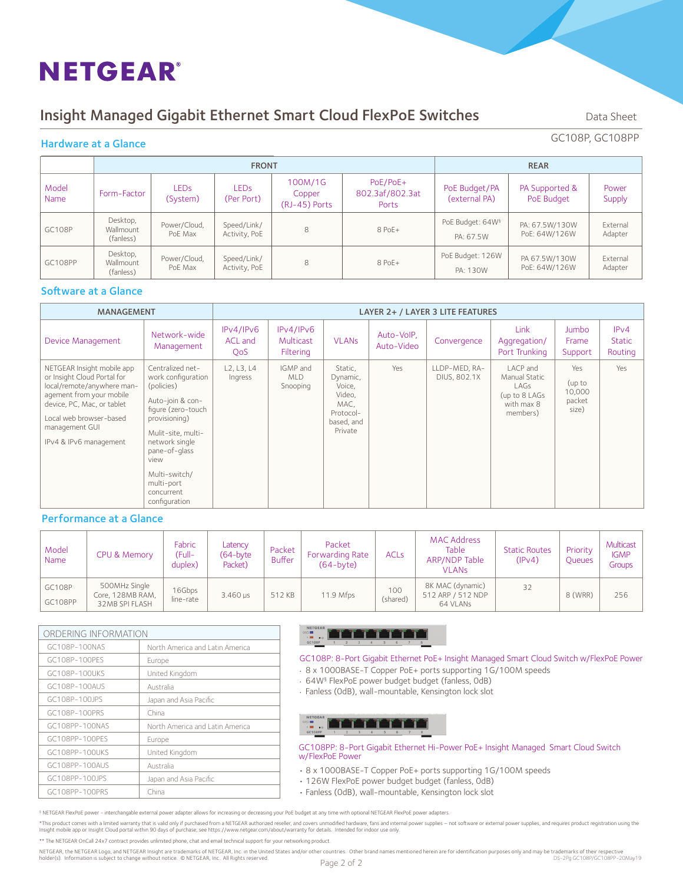# NETGEAR®

## Insight Managed Gigabit Ethernet Smart Cloud FlexPoE Switches

Data Sheet

GC108P, GC108PP

### Hardware at a Glance

| | FRONT | | | | | REAR | | |
|---|---|---|---|---|---|---|---|---|
| Model Name | Form-Factor | LEDs (System) | LEDs (Per Port) | 100M/1G Copper (RJ-45) Ports | PoE/PoE+ 802.3af/802.3at Ports | PoE Budget/PA (external PA) | PA Supported & PoE Budget | Power Supply |
| GC108P | Desktop, Wallmount (fanless) | Power/Cloud, PoE Max | Speed/Link/ Activity, PoE | 8 | 8 PoE+ | PoE Budget: 64W§ PA: 67.5W | PA: 67.5W/130W PoE: 64W/126W | External Adapter |
| GC108PP | Desktop, Wallmount (fanless) | Power/Cloud, PoE Max | Speed/Link/ Activity, PoE | 8 | 8 PoE+ | PoE Budget: 126W PA: 130W | PA 67.5W/130W PoE: 64W/126W | External Adapter |

### Software at a Glance

| MANAGEMENT | | LAYER 2+ / LAYER 3 LITE FEATURES | | | | | | | |
|---|---|---|---|---|---|---|---|---|---|
| Device Management | Network-wide Management | IPv4/IPv6 ACL and QoS | IPv4/IPv6 Multicast Filtering | VLANs | Auto-VoIP, Auto-Video | Convergence | Link Aggregation/ Port Trunking | Jumbo Frame Support | IPv4 Static Routing |
| NETGEAR Insight mobile app or Insight Cloud Portal for local/remote/anywhere management from your mobile device, PC, Mac, or tablet<br>Local web browser-based management GUI<br>IPv4 & IPv6 management | Centralized network configuration (policies)<br>Auto-join & configure (zero-touch provisioning)<br>Mulit-site, multi-network single pane-of-glass view<br>Multi-switch/ multi-port concurrent configuration | L2, L3, L4 Ingress | IGMP and MLD Snooping | Static, Dynamic, Voice, Video, MAC, Protocol-based, and Private | Yes | LLDP-MED, RADIUS, 802.1X | LACP and Manual Static LAGs (up to 8 LAGs with max 8 members) | Yes (up to 10,000 packet size) | Yes |

### Performance at a Glance

| Model Name | CPU & Memory | Fabric (Full-duplex) | Latency (64-byte Packet) | Packet Buffer | Packet Forwarding Rate (64-byte) | ACLs | MAC Address Table ARP/NDP Table VLANs | Static Routes (IPv4) | Priority Queues | Multicast IGMP Groups |
|---|---|---|---|---|---|---|---|---|---|---|
| GC108P GC108PP | 500MHz Single Core, 128MB RAM, 32MB SPI FLASH | 16Gbps line-rate | 3.460 µs | 512 KB | 11.9 Mfps | 100 (shared) | 8K MAC (dynamic) 512 ARP / 512 NDP 64 VLANs | 32 | 8 (WRR) | 256 |

| ORDERING INFORMATION | |
|---|---|
| GC108P-100NAS | North America and Latin America |
| GC108P-100PES | Europe |
| GC108P-100UKS | United Kingdom |
| GC108P-100AUS | Australia |
| GC108P-100JPS | Japan and Asia Pacific |
| GC108P-100PRS | China |
| GC108PP-100NAS | North America and Latin America |
| GC108PP-100PES | Europe |
| GC108PP-100UKS | United Kingdom |
| GC108PP-100AUS | Australia |
| GC108PP-100JPS | Japan and Asia Pacific |
| GC108PP-100PRS | China |

GC108P: 8-Port Gigabit Ethernet PoE+ Insight Managed Smart Cloud Switch w/FlexPoE Power

- 8 x 1000BASE-T Copper PoE+ ports supporting 1G/100M speeds
- 64W§ FlexPoE power budget budget (fanless, 0dB)
- Fanless (0dB), wall-mountable, Kensington lock slot

GC108PP: 8-Port Gigabit Ethernet Hi-Power PoE+ Insight Managed Smart Cloud Switch w/FlexPoE Power

- 8 x 1000BASE-T Copper PoE+ ports supporting 1G/100M speeds
- 126W FlexPoE power budget budget (fanless, 0dB)
- Fanless (0dB), wall-mountable, Kensington lock slot

§ NETGEAR FlexPoE power - interchangable external power adapter allows for increasing or decreasing your PoE budget at any time with optional NETGEAR FlexPoE power adapters.

*This product comes with a limited warranty that is valid only if purchased from a NETGEAR authorized reseller, and covers unmodified hardware, fans and internal power supplies – not software or external power supplies, and requires product registration using the Insight mobile app or Insight Cloud portal within 90 days of purchase; see https://www.netgear.com/about/warranty for details. Intended for indoor use only.

** The NETGEAR OnCall 24x7 contract provides unlimited phone, chat and email technical support for your networking product.

NETGEAR, the NETGEAR Logo, and NETGEAR Insight are trademarks of NETGEAR, Inc. in the United States and/or other countries. Other brand names mentioned herein are for identification purposes only and may be trademarks of their respective holder(s). Information is subject to change without notice. © NETGEAR, Inc. All Rights reserved.

DS-2Pg GC108P/GC108PP-20May19